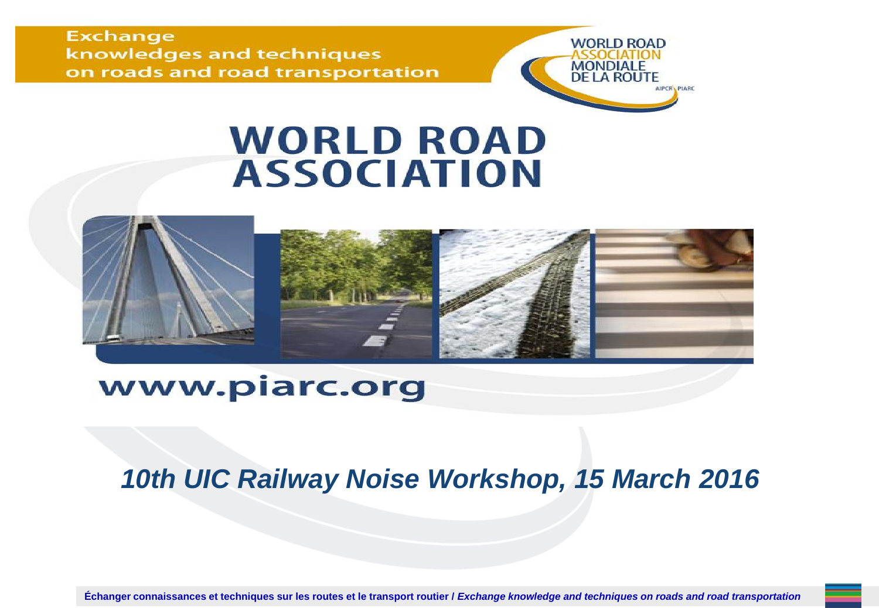Exchange knowledges and techniques on roads and road transportation

WORLD ROAD ASSOCIATION MONDIALE DE LA ROUTE

AIPCR PIARC

# WORLD ROAD ASSOCIATION

www.piarc.org

## *10th UIC Railway Noise Workshop, 15 March 2016*

**Échanger connaissances et techniques sur les routes et le transport routier / *Exchange knowledge and techniques on roads and road transportation***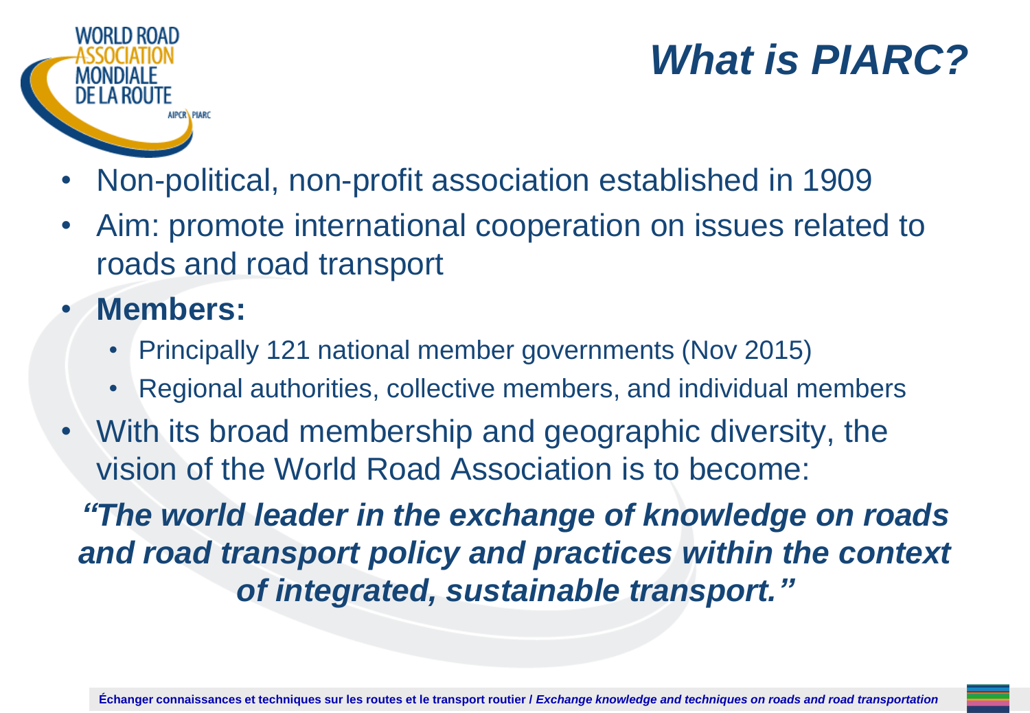# *What is PIARC?*

- Non-political, non-profit association established in 1909
- Aim: promote international cooperation on issues related to roads and road transport
- **Members:**
  - Principally 121 national member governments (Nov 2015)
  - Regional authorities, collective members, and individual members
- With its broad membership and geographic diversity, the vision of the World Road Association is to become:

***"The world leader in the exchange of knowledge on roads and road transport policy and practices within the context of integrated, sustainable transport."***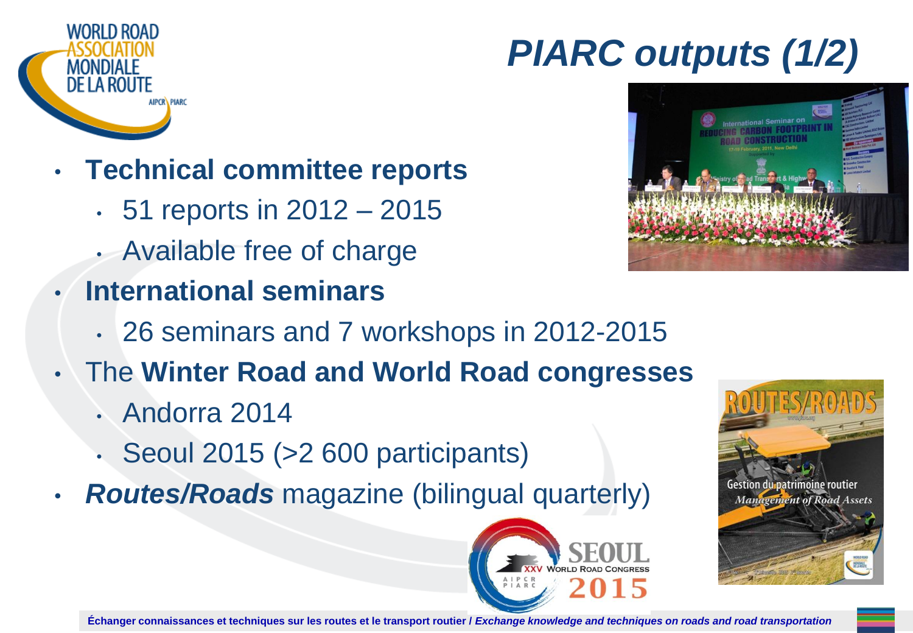# *PIARC outputs (1/2)*

- **Technical committee reports**
  - 51 reports in 2012 – 2015
  - Available free of charge
- **International seminars**
  - 26 seminars and 7 workshops in 2012-2015
- The **Winter Road and World Road congresses**
  - Andorra 2014
  - Seoul 2015 (>2 600 participants)
- ***Routes/Roads*** magazine (bilingual quarterly)

**Échanger connaissances et techniques sur les routes et le transport routier /** ***Exchange knowledge and techniques on roads and road transportation***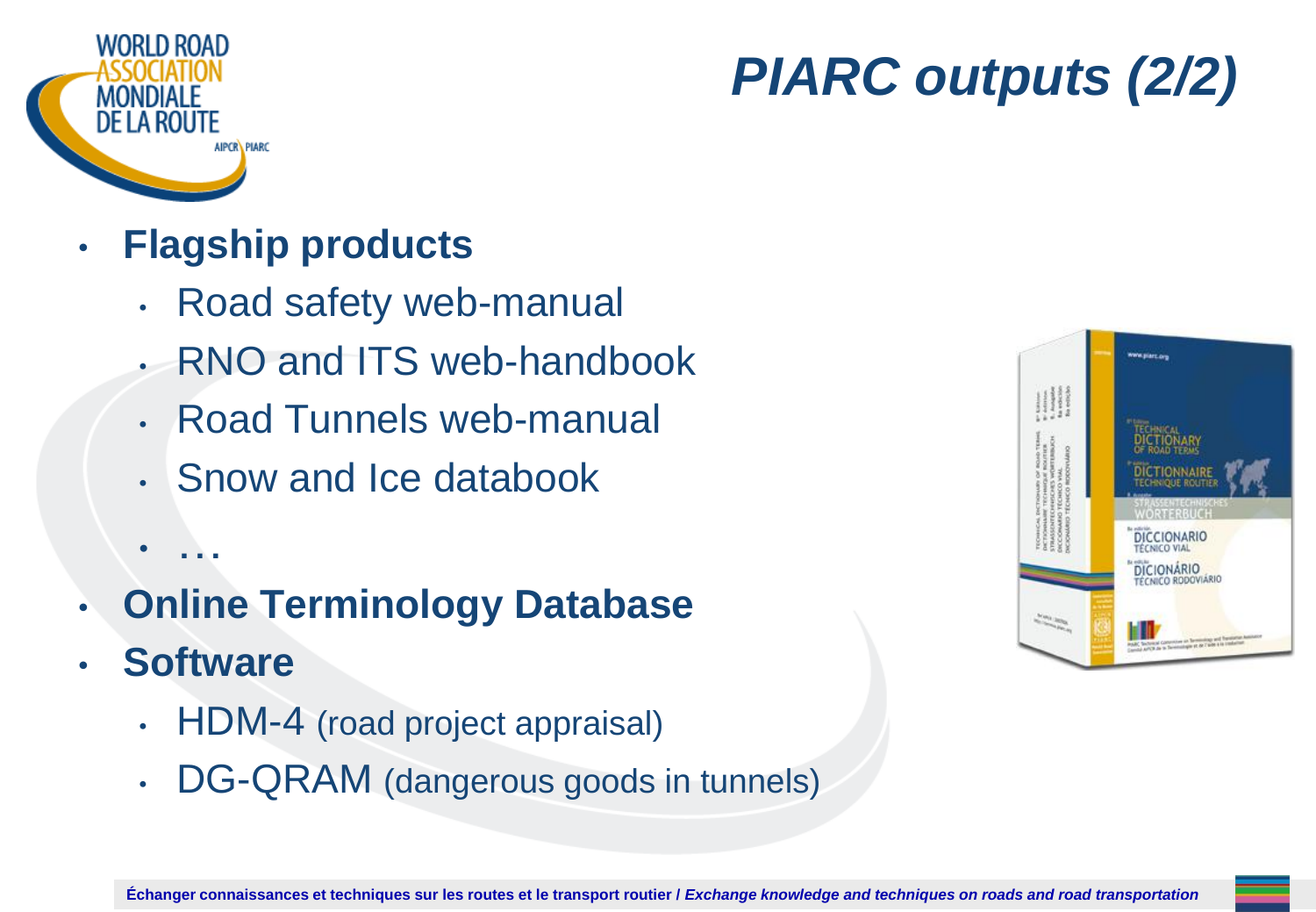# PIARC outputs (2/2)

- **Flagship products**
  - Road safety web-manual
  - RNO and ITS web-handbook
  - Road Tunnels web-manual
  - Snow and Ice databook
  - …
- **Online Terminology Database**
- **Software**
  - HDM-4 (road project appraisal)
  - DG-QRAM (dangerous goods in tunnels)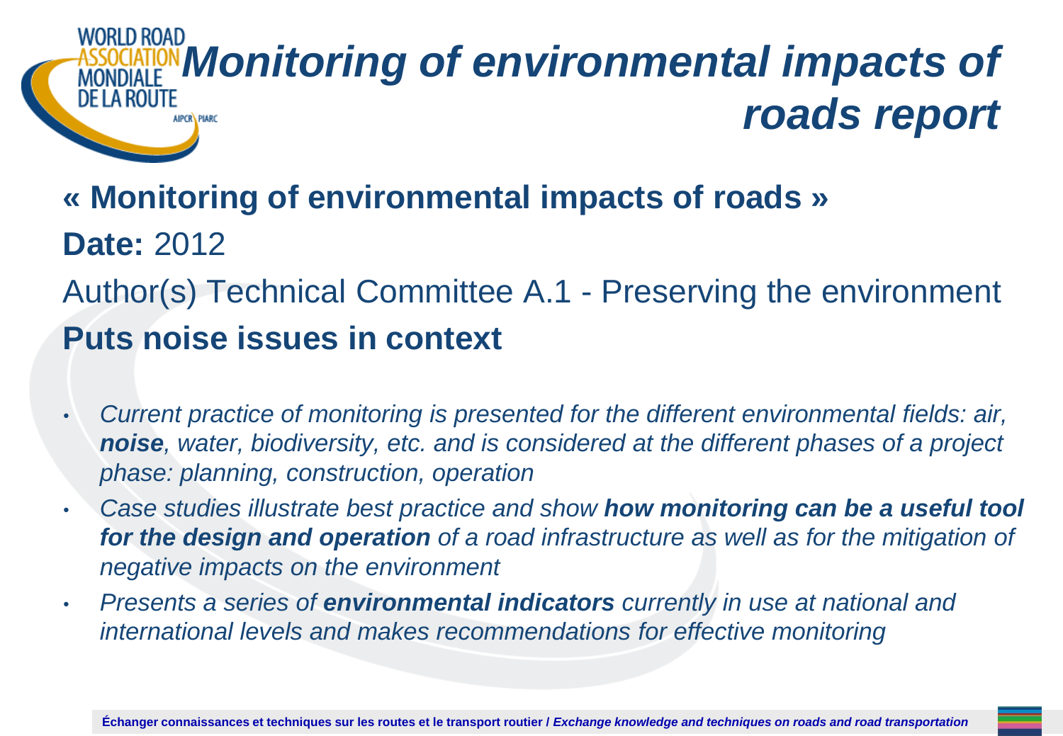# *Monitoring of environmental impacts of roads report*

**« Monitoring of environmental impacts of roads »**

**Date:** 2012

Author(s) Technical Committee A.1 - Preserving the environment

**Puts noise issues in context**

- *Current practice of monitoring is presented for the different environmental fields: air, **noise**, water, biodiversity, etc. and is considered at the different phases of a project phase: planning, construction, operation*
- *Case studies illustrate best practice and show **how monitoring can be a useful tool for the design and operation** of a road infrastructure as well as for the mitigation of negative impacts on the environment*
- *Presents a series of **environmental indicators** currently in use at national and international levels and makes recommendations for effective monitoring*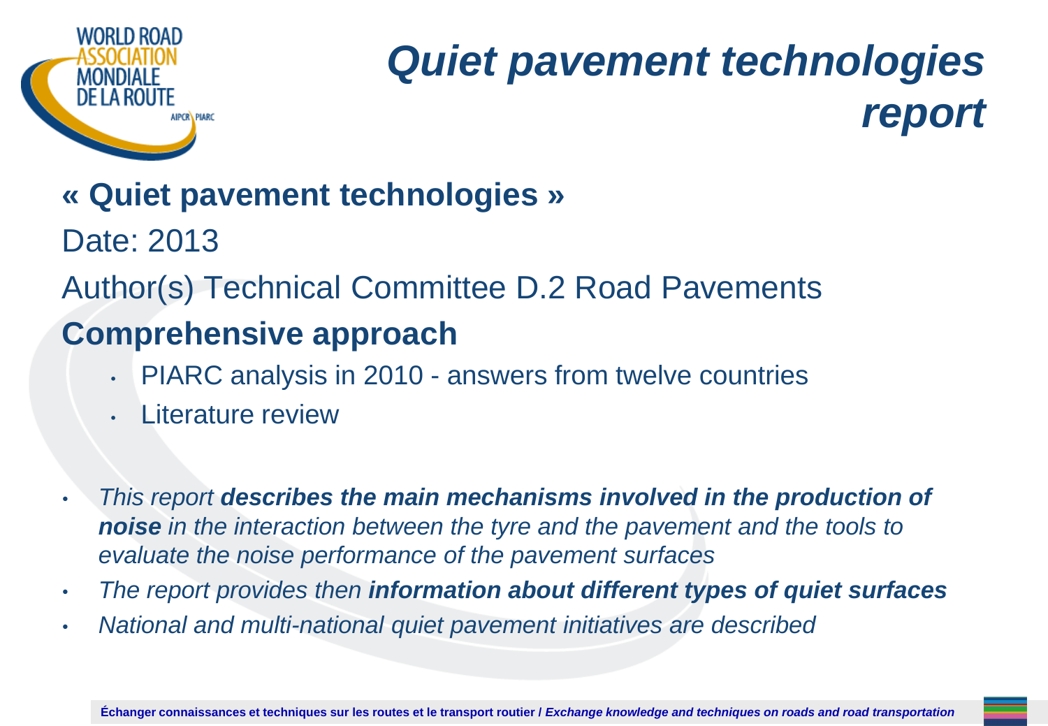# *Quiet pavement technologies report*

**« Quiet pavement technologies »**

Date: 2013

Author(s) Technical Committee D.2 Road Pavements

## Comprehensive approach

- PIARC analysis in 2010 - answers from twelve countries
- Literature review

- *This report **describes the main mechanisms involved in the production of noise** in the interaction between the tyre and the pavement and the tools to evaluate the noise performance of the pavement surfaces*
- *The report provides then **information about different types of quiet surfaces***
- *National and multi-national quiet pavement initiatives are described*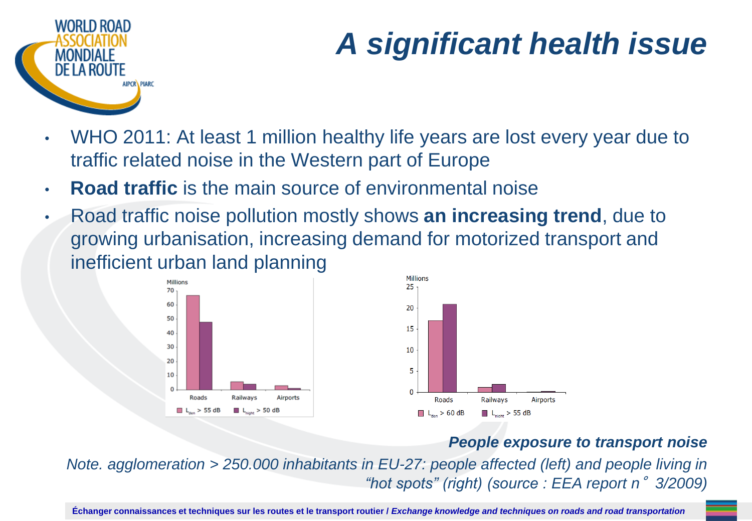# A significant health issue

- WHO 2011: At least 1 million healthy life years are lost every year due to traffic related noise in the Western part of Europe
- **Road traffic** is the main source of environmental noise
- Road traffic noise pollution mostly shows **an increasing trend**, due to growing urbanisation, increasing demand for motorized transport and inefficient urban land planning

***People exposure to transport noise***

*Note. agglomeration > 250.000 inhabitants in EU-27: people affected (left) and people living in "hot spots" (right) (source : EEA report n° 3/2009)*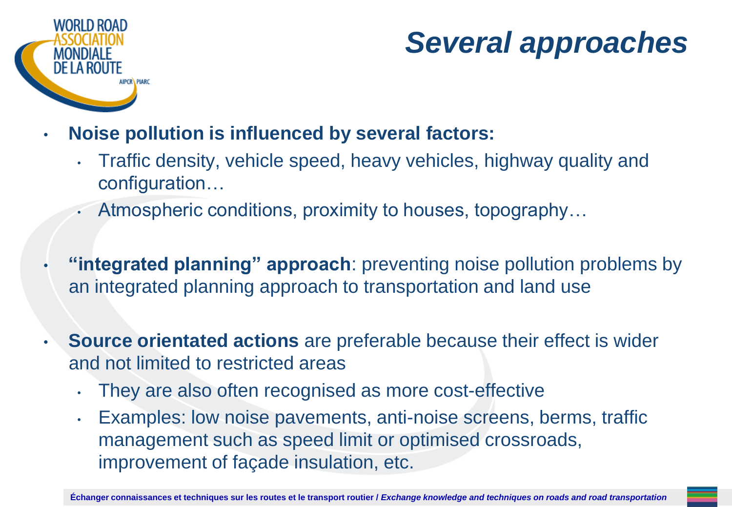# *Several approaches*

- **Noise pollution is influenced by several factors:**
  - Traffic density, vehicle speed, heavy vehicles, highway quality and configuration…
  - Atmospheric conditions, proximity to houses, topography…

- **"integrated planning" approach**: preventing noise pollution problems by an integrated planning approach to transportation and land use

- **Source orientated actions** are preferable because their effect is wider and not limited to restricted areas
  - They are also often recognised as more cost-effective
  - Examples: low noise pavements, anti-noise screens, berms, traffic management such as speed limit or optimised crossroads, improvement of façade insulation, etc.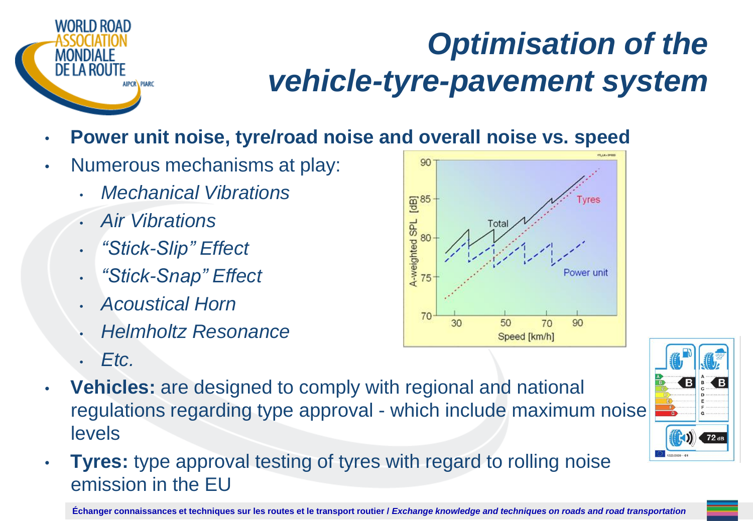# Optimisation of the vehicle-tyre-pavement system

- **Power unit noise, tyre/road noise and overall noise vs. speed**
- Numerous mechanisms at play:
  - *Mechanical Vibrations*
  - *Air Vibrations*
  - *"Stick-Slip" Effect*
  - *"Stick-Snap" Effect*
  - *Acoustical Horn*
  - *Helmholtz Resonance*
  - *Etc.*
- **Vehicles:** are designed to comply with regional and national regulations regarding type approval - which include maximum noise levels
- **Tyres:** type approval testing of tyres with regard to rolling noise emission in the EU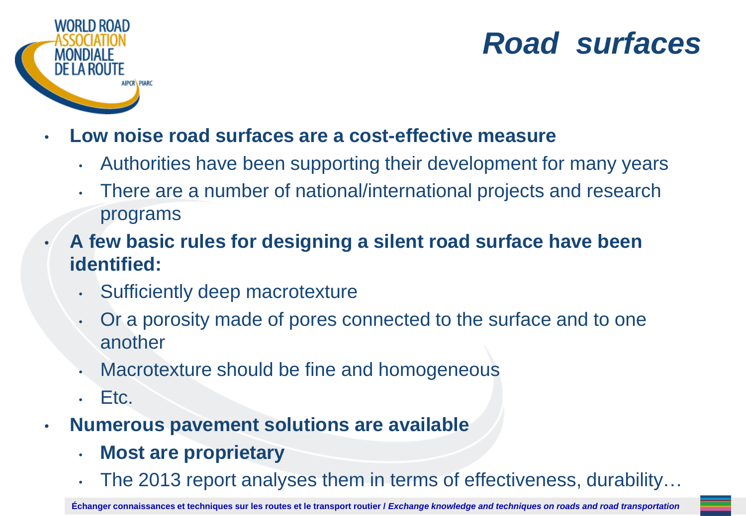# Road surfaces

- **Low noise road surfaces are a cost-effective measure**
  - Authorities have been supporting their development for many years
  - There are a number of national/international projects and research programs
- **A few basic rules for designing a silent road surface have been identified:**
  - Sufficiently deep macrotexture
  - Or a porosity made of pores connected to the surface and to one another
  - Macrotexture should be fine and homogeneous
  - Etc.
- **Numerous pavement solutions are available**
  - **Most are proprietary**
  - The 2013 report analyses them in terms of effectiveness, durability…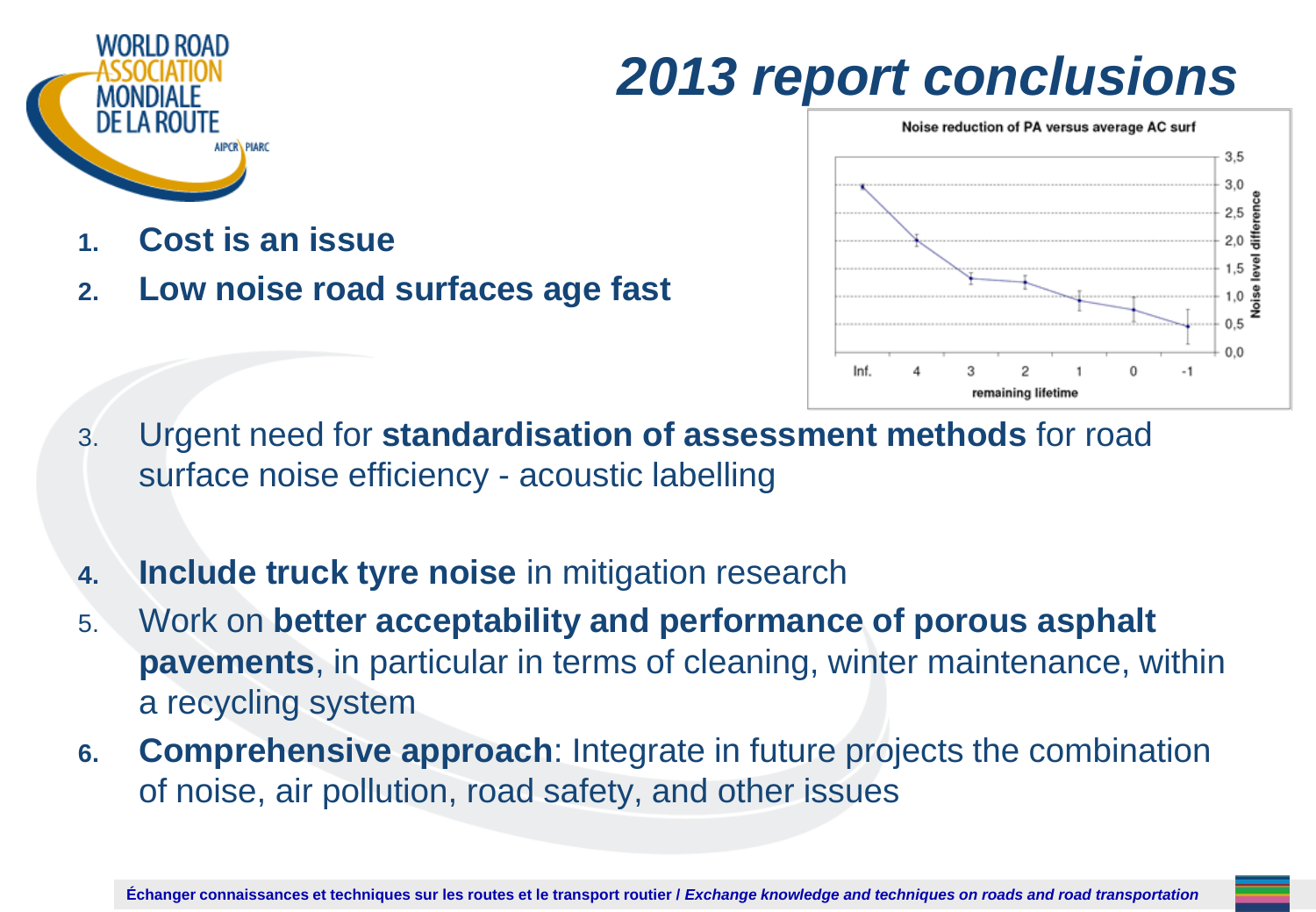# 2013 report conclusions

1. **Cost is an issue**
2. **Low noise road surfaces age fast**

Noise reduction of PA versus average AC surf

3. Urgent need for **standardisation of assessment methods** for road surface noise efficiency - acoustic labelling
4. **Include truck tyre noise** in mitigation research
5. Work on **better acceptability and performance of porous asphalt pavements**, in particular in terms of cleaning, winter maintenance, within a recycling system
6. **Comprehensive approach**: Integrate in future projects the combination of noise, air pollution, road safety, and other issues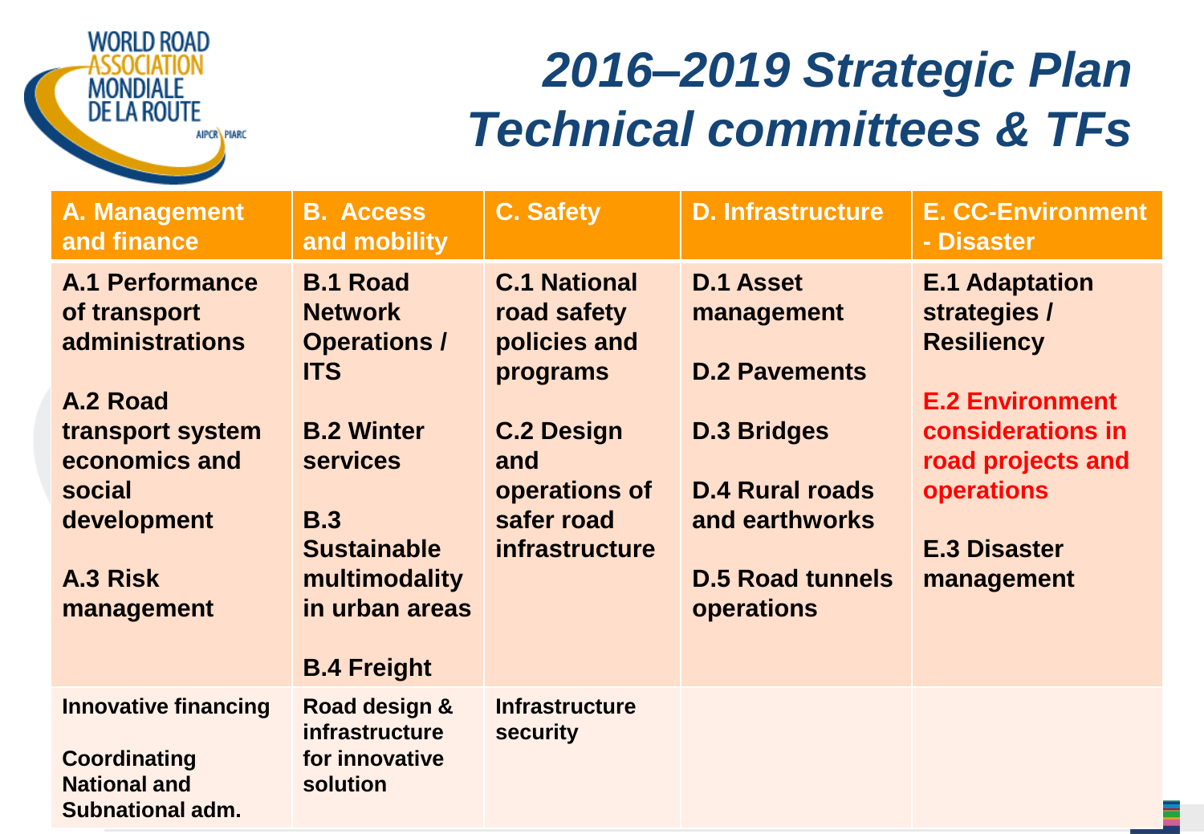# *2016–2019 Strategic Plan Technical committees & TFs*

| A. Management and finance | B. Access and mobility | C. Safety | D. Infrastructure | E. CC-Environment - Disaster |
|---|---|---|---|---|
| A.1 Performance of transport administrations<br><br>A.2 Road transport system economics and social development<br><br>A.3 Risk management | B.1 Road Network Operations / ITS<br><br>B.2 Winter services<br><br>B.3 Sustainable multimodality in urban areas<br><br>B.4 Freight | C.1 National road safety policies and programs<br><br>C.2 Design and operations of safer road infrastructure | D.1 Asset management<br><br>D.2 Pavements<br><br>D.3 Bridges<br><br>D.4 Rural roads and earthworks<br><br>D.5 Road tunnels operations | E.1 Adaptation strategies / Resiliency<br><br>E.2 Environment considerations in road projects and operations<br><br>E.3 Disaster management |
| Innovative financing<br><br>Coordinating National and Subnational adm. | Road design & infrastructure for innovative solution | Infrastructure security | | |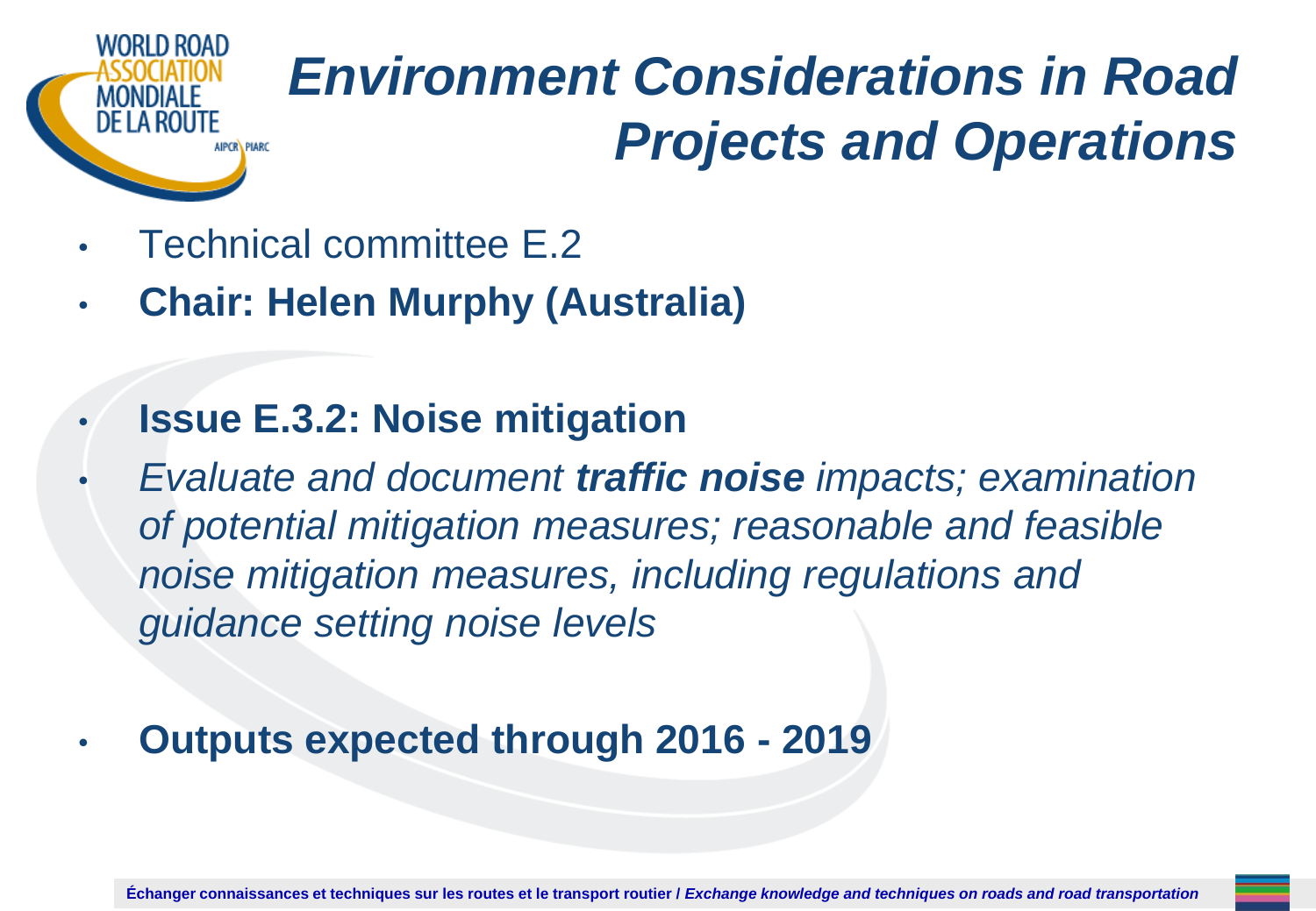# *Environment Considerations in Road Projects and Operations*

- Technical committee E.2
- **Chair: Helen Murphy (Australia)**

- **Issue E.3.2: Noise mitigation**
- *Evaluate and document **traffic noise** impacts; examination of potential mitigation measures; reasonable and feasible noise mitigation measures, including regulations and guidance setting noise levels*

- **Outputs expected through 2016 - 2019**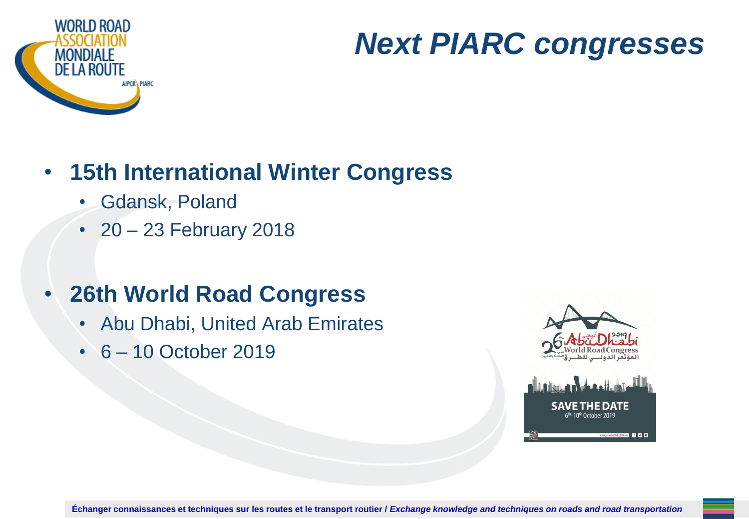# Next PIARC congresses

- **15th International Winter Congress**
  - Gdansk, Poland
  - 20 – 23 February 2018
- **26th World Road Congress**
  - Abu Dhabi, United Arab Emirates
  - 6 – 10 October 2019

Échanger connaissances et techniques sur les routes et le transport routier / *Exchange knowledge and techniques on roads and road transportation*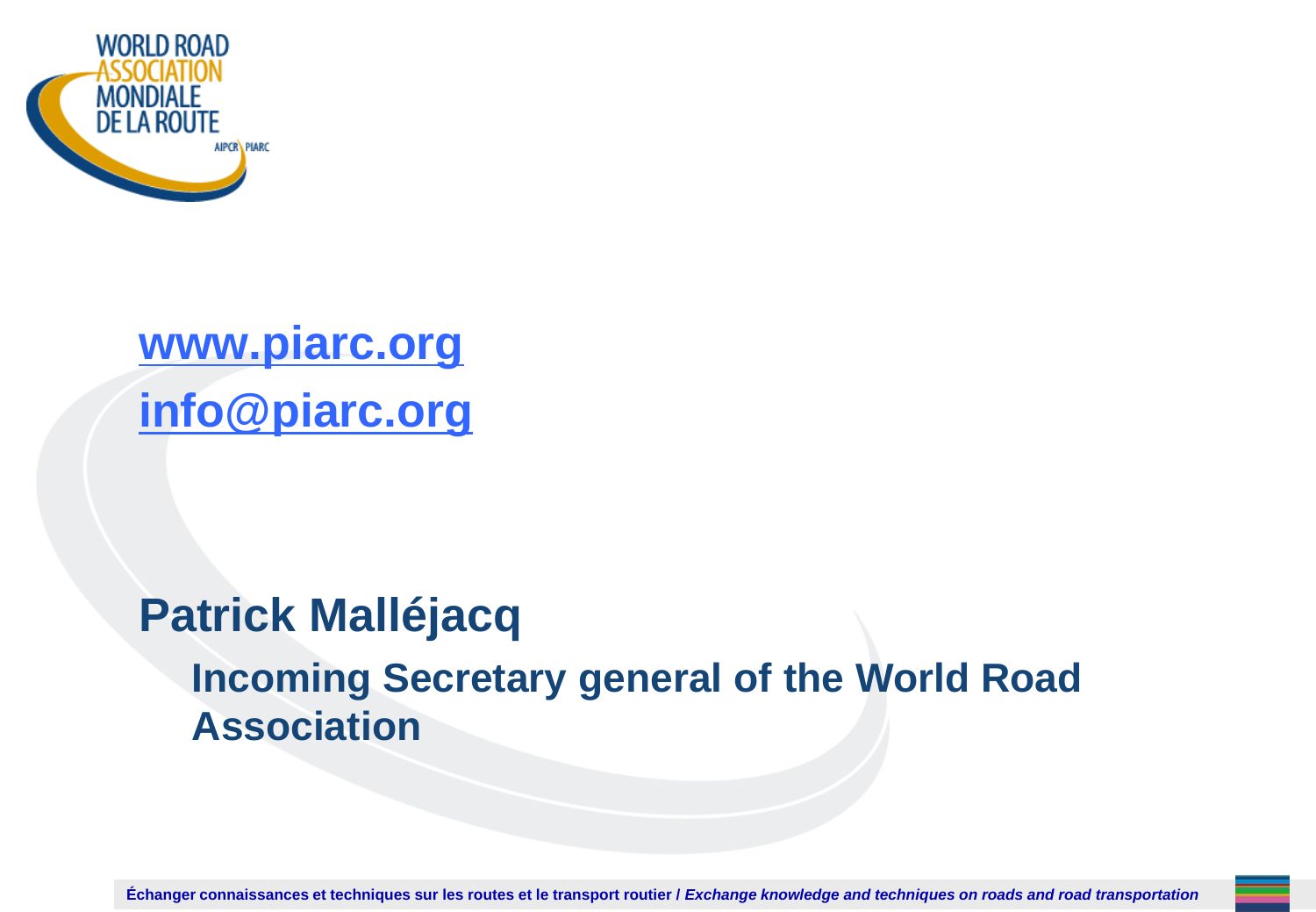www.piarc.org

info@piarc.org

**Patrick Malléjacq**

**Incoming Secretary general of the World Road Association**